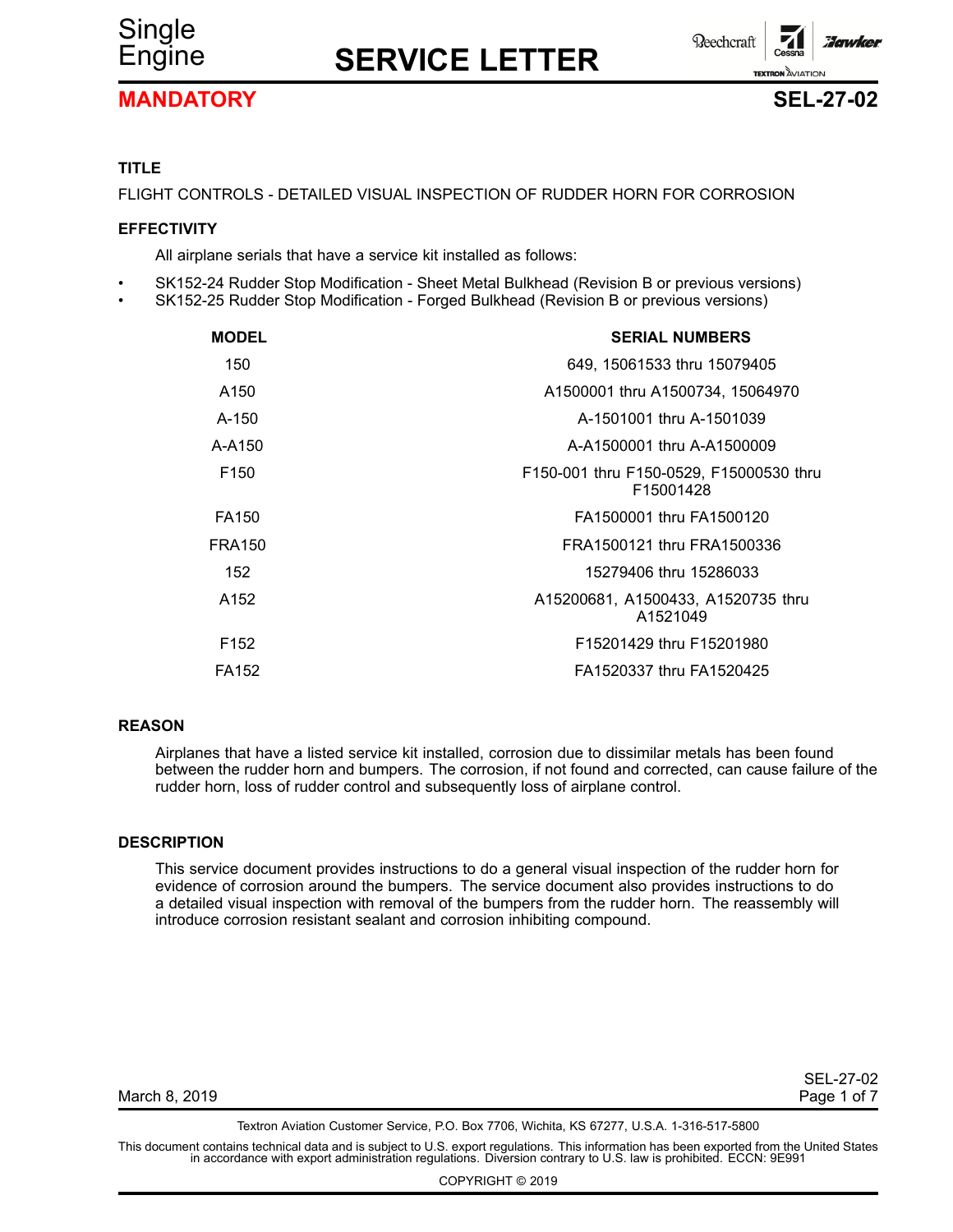Single Engine

# SERVICE LETTER

**MANDATORY** **SEL-27-02**

## TITLE

FLIGHT CONTROLS - DETAILED VISUAL INSPECTION OF RUDDER HORN FOR CORROSION

## EFFECTIVITY

All airplane serials that have a service kit installed as follows:

- SK152-24 Rudder Stop Modification - Sheet Metal Bulkhead (Revision B or previous versions)
- SK152-25 Rudder Stop Modification - Forged Bulkhead (Revision B or previous versions)

| MODEL | SERIAL NUMBERS |
|---|---|
| 150 | 649, 15061533 thru 15079405 |
| A150 | A1500001 thru A1500734, 15064970 |
| A-150 | A-1501001 thru A-1501039 |
| A-A150 | A-A1500001 thru A-A1500009 |
| F150 | F150-001 thru F150-0529, F15000530 thru F15001428 |
| FA150 | FA1500001 thru FA1500120 |
| FRA150 | FRA1500121 thru FRA1500336 |
| 152 | 15279406 thru 15286033 |
| A152 | A15200681, A1500433, A1520735 thru A1521049 |
| F152 | F15201429 thru F15201980 |
| FA152 | FA1520337 thru FA1520425 |

## REASON

Airplanes that have a listed service kit installed, corrosion due to dissimilar metals has been found between the rudder horn and bumpers. The corrosion, if not found and corrected, can cause failure of the rudder horn, loss of rudder control and subsequently loss of airplane control.

## DESCRIPTION

This service document provides instructions to do a general visual inspection of the rudder horn for evidence of corrosion around the bumpers. The service document also provides instructions to do a detailed visual inspection with removal of the bumpers from the rudder horn. The reassembly will introduce corrosion resistant sealant and corrosion inhibiting compound.

March 8, 2019

Textron Aviation Customer Service, P.O. Box 7706, Wichita, KS 67277, U.S.A. 1-316-517-5800

This document contains technical data and is subject to U.S. export regulations. This information has been exported from the United States in accordance with export administration regulations. Diversion contrary to U.S. law is prohibited. ECCN: 9E991

COPYRIGHT © 2019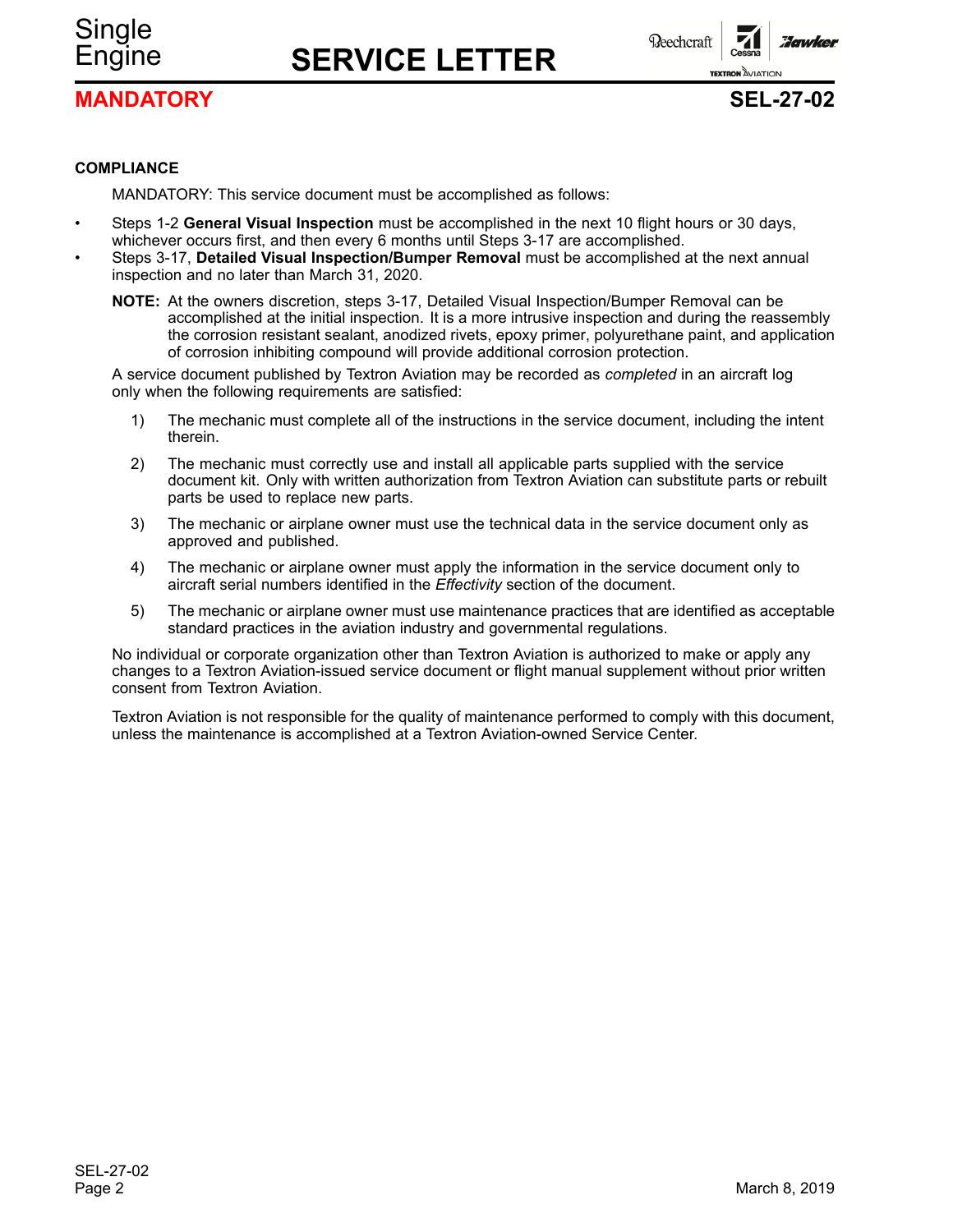## COMPLIANCE

MANDATORY: This service document must be accomplished as follows:

- Steps 1-2 **General Visual Inspection** must be accomplished in the next 10 flight hours or 30 days, whichever occurs first, and then every 6 months until Steps 3-17 are accomplished.
- Steps 3-17, **Detailed Visual Inspection/Bumper Removal** must be accomplished at the next annual inspection and no later than March 31, 2020.

**NOTE:** At the owners discretion, steps 3-17, Detailed Visual Inspection/Bumper Removal can be accomplished at the initial inspection. It is a more intrusive inspection and during the reassembly the corrosion resistant sealant, anodized rivets, epoxy primer, polyurethane paint, and application of corrosion inhibiting compound will provide additional corrosion protection.

A service document published by Textron Aviation may be recorded as *completed* in an aircraft log only when the following requirements are satisfied:

1) The mechanic must complete all of the instructions in the service document, including the intent therein.

2) The mechanic must correctly use and install all applicable parts supplied with the service document kit. Only with written authorization from Textron Aviation can substitute parts or rebuilt parts be used to replace new parts.

3) The mechanic or airplane owner must use the technical data in the service document only as approved and published.

4) The mechanic or airplane owner must apply the information in the service document only to aircraft serial numbers identified in the *Effectivity* section of the document.

5) The mechanic or airplane owner must use maintenance practices that are identified as acceptable standard practices in the aviation industry and governmental regulations.

No individual or corporate organization other than Textron Aviation is authorized to make or apply any changes to a Textron Aviation-issued service document or flight manual supplement without prior written consent from Textron Aviation.

Textron Aviation is not responsible for the quality of maintenance performed to comply with this document, unless the maintenance is accomplished at a Textron Aviation-owned Service Center.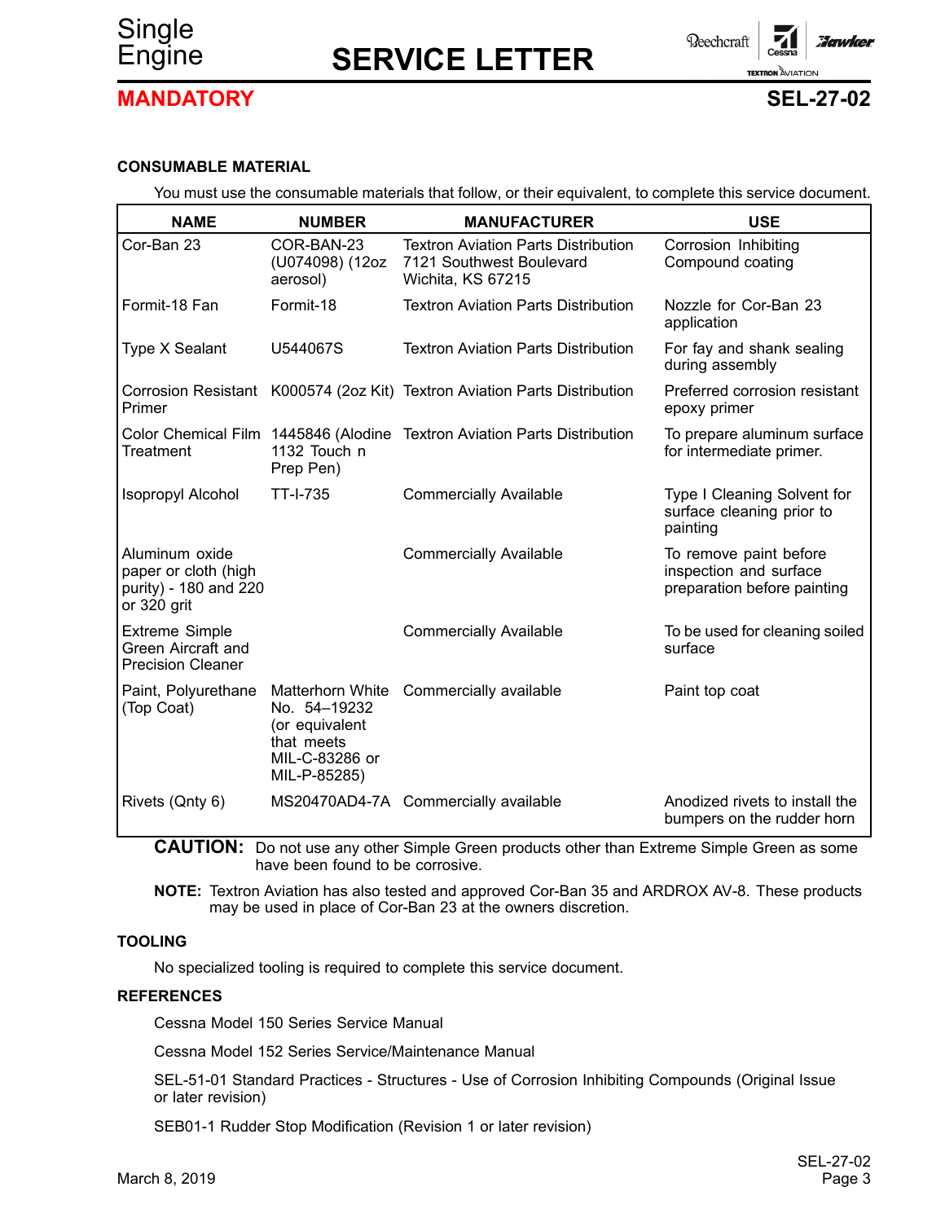## CONSUMABLE MATERIAL

You must use the consumable materials that follow, or their equivalent, to complete this service document.

| NAME | NUMBER | MANUFACTURER | USE |
|---|---|---|---|
| Cor-Ban 23 | COR-BAN-23 (U074098) (12oz aerosol) | Textron Aviation Parts Distribution 7121 Southwest Boulevard Wichita, KS 67215 | Corrosion Inhibiting Compound coating |
| Formit-18 Fan | Formit-18 | Textron Aviation Parts Distribution | Nozzle for Cor-Ban 23 application |
| Type X Sealant | U544067S | Textron Aviation Parts Distribution | For fay and shank sealing during assembly |
| Corrosion Resistant Primer | K000574 (2oz Kit) | Textron Aviation Parts Distribution | Preferred corrosion resistant epoxy primer |
| Color Chemical Film Treatment | 1445846 (Alodine 1132 Touch n Prep Pen) | Textron Aviation Parts Distribution | To prepare aluminum surface for intermediate primer. |
| Isopropyl Alcohol | TT-I-735 | Commercially Available | Type I Cleaning Solvent for surface cleaning prior to painting |
| Aluminum oxide paper or cloth (high purity) - 180 and 220 or 320 grit | | Commercially Available | To remove paint before inspection and surface preparation before painting |
| Extreme Simple Green Aircraft and Precision Cleaner | | Commercially Available | To be used for cleaning soiled surface |
| Paint, Polyurethane (Top Coat) | Matterhorn White No. 54–19232 (or equivalent that meets MIL-C-83286 or MIL-P-85285) | Commercially available | Paint top coat |
| Rivets (Qnty 6) | MS20470AD4-7A | Commercially available | Anodized rivets to install the bumpers on the rudder horn |

**CAUTION:** Do not use any other Simple Green products other than Extreme Simple Green as some have been found to be corrosive.

**NOTE:** Textron Aviation has also tested and approved Cor-Ban 35 and ARDROX AV-8. These products may be used in place of Cor-Ban 23 at the owners discretion.

## TOOLING

No specialized tooling is required to complete this service document.

## REFERENCES

Cessna Model 150 Series Service Manual

Cessna Model 152 Series Service/Maintenance Manual

SEL-51-01 Standard Practices - Structures - Use of Corrosion Inhibiting Compounds (Original Issue or later revision)

SEB01-1 Rudder Stop Modification (Revision 1 or later revision)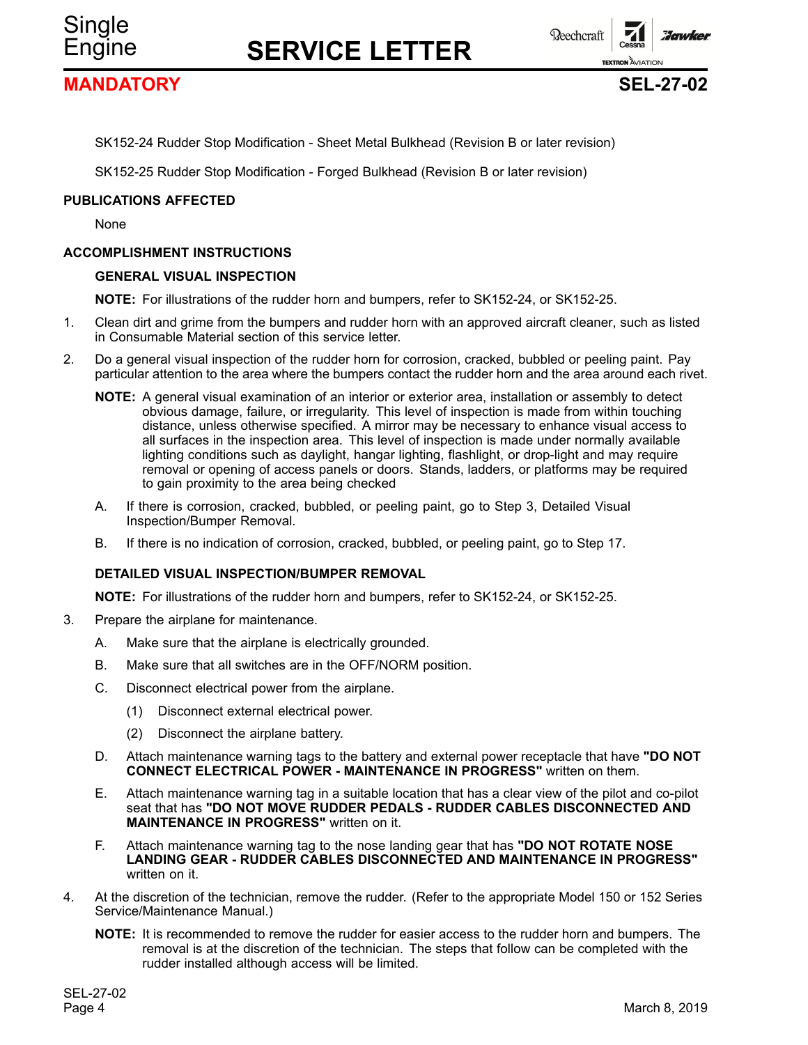SK152-24 Rudder Stop Modification - Sheet Metal Bulkhead (Revision B or later revision)

SK152-25 Rudder Stop Modification - Forged Bulkhead (Revision B or later revision)

**PUBLICATIONS AFFECTED**

None

**ACCOMPLISHMENT INSTRUCTIONS**

**GENERAL VISUAL INSPECTION**

**NOTE:** For illustrations of the rudder horn and bumpers, refer to SK152-24, or SK152-25.

1. Clean dirt and grime from the bumpers and rudder horn with an approved aircraft cleaner, such as listed in Consumable Material section of this service letter.

2. Do a general visual inspection of the rudder horn for corrosion, cracked, bubbled or peeling paint. Pay particular attention to the area where the bumpers contact the rudder horn and the area around each rivet.

   **NOTE:** A general visual examination of an interior or exterior area, installation or assembly to detect obvious damage, failure, or irregularity. This level of inspection is made from within touching distance, unless otherwise specified. A mirror may be necessary to enhance visual access to all surfaces in the inspection area. This level of inspection is made under normally available lighting conditions such as daylight, hangar lighting, flashlight, or drop-light and may require removal or opening of access panels or doors. Stands, ladders, or platforms may be required to gain proximity to the area being checked

   A. If there is corrosion, cracked, bubbled, or peeling paint, go to Step 3, Detailed Visual Inspection/Bumper Removal.

   B. If there is no indication of corrosion, cracked, bubbled, or peeling paint, go to Step 17.

**DETAILED VISUAL INSPECTION/BUMPER REMOVAL**

**NOTE:** For illustrations of the rudder horn and bumpers, refer to SK152-24, or SK152-25.

3. Prepare the airplane for maintenance.

   A. Make sure that the airplane is electrically grounded.

   B. Make sure that all switches are in the OFF/NORM position.

   C. Disconnect electrical power from the airplane.

      (1) Disconnect external electrical power.

      (2) Disconnect the airplane battery.

   D. Attach maintenance warning tags to the battery and external power receptacle that have **"DO NOT CONNECT ELECTRICAL POWER - MAINTENANCE IN PROGRESS"** written on them.

   E. Attach maintenance warning tag in a suitable location that has a clear view of the pilot and co-pilot seat that has **"DO NOT MOVE RUDDER PEDALS - RUDDER CABLES DISCONNECTED AND MAINTENANCE IN PROGRESS"** written on it.

   F. Attach maintenance warning tag to the nose landing gear that has **"DO NOT ROTATE NOSE LANDING GEAR - RUDDER CABLES DISCONNECTED AND MAINTENANCE IN PROGRESS"** written on it.

4. At the discretion of the technician, remove the rudder. (Refer to the appropriate Model 150 or 152 Series Service/Maintenance Manual.)

   **NOTE:** It is recommended to remove the rudder for easier access to the rudder horn and bumpers. The removal is at the discretion of the technician. The steps that follow can be completed with the rudder installed although access will be limited.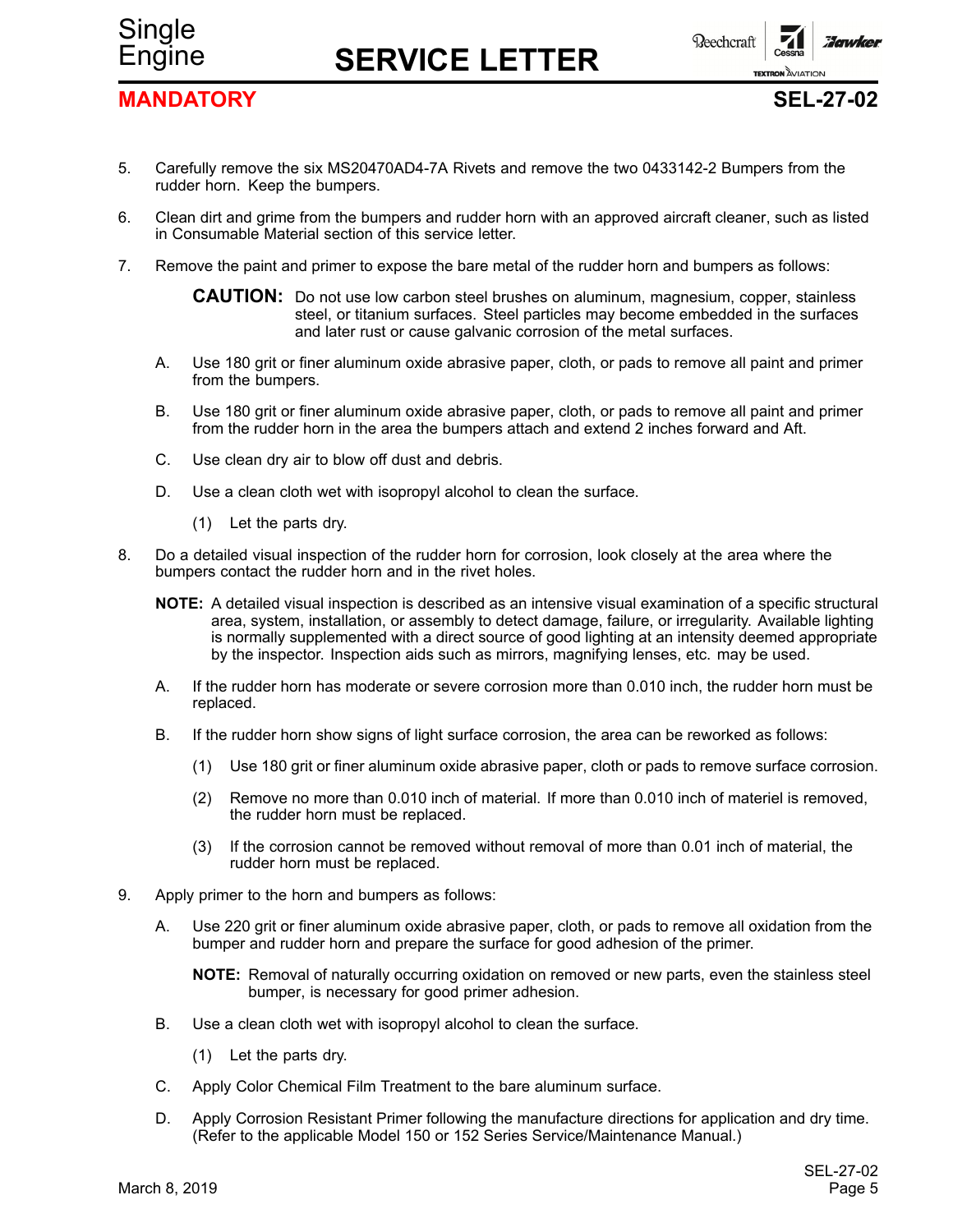5. Carefully remove the six MS20470AD4-7A Rivets and remove the two 0433142-2 Bumpers from the rudder horn. Keep the bumpers.

6. Clean dirt and grime from the bumpers and rudder horn with an approved aircraft cleaner, such as listed in Consumable Material section of this service letter.

7. Remove the paint and primer to expose the bare metal of the rudder horn and bumpers as follows:

   **CAUTION:** Do not use low carbon steel brushes on aluminum, magnesium, copper, stainless steel, or titanium surfaces. Steel particles may become embedded in the surfaces and later rust or cause galvanic corrosion of the metal surfaces.

   A. Use 180 grit or finer aluminum oxide abrasive paper, cloth, or pads to remove all paint and primer from the bumpers.

   B. Use 180 grit or finer aluminum oxide abrasive paper, cloth, or pads to remove all paint and primer from the rudder horn in the area the bumpers attach and extend 2 inches forward and Aft.

   C. Use clean dry air to blow off dust and debris.

   D. Use a clean cloth wet with isopropyl alcohol to clean the surface.

      (1) Let the parts dry.

8. Do a detailed visual inspection of the rudder horn for corrosion, look closely at the area where the bumpers contact the rudder horn and in the rivet holes.

   **NOTE:** A detailed visual inspection is described as an intensive visual examination of a specific structural area, system, installation, or assembly to detect damage, failure, or irregularity. Available lighting is normally supplemented with a direct source of good lighting at an intensity deemed appropriate by the inspector. Inspection aids such as mirrors, magnifying lenses, etc. may be used.

   A. If the rudder horn has moderate or severe corrosion more than 0.010 inch, the rudder horn must be replaced.

   B. If the rudder horn show signs of light surface corrosion, the area can be reworked as follows:

      (1) Use 180 grit or finer aluminum oxide abrasive paper, cloth or pads to remove surface corrosion.

      (2) Remove no more than 0.010 inch of material. If more than 0.010 inch of materiel is removed, the rudder horn must be replaced.

      (3) If the corrosion cannot be removed without removal of more than 0.01 inch of material, the rudder horn must be replaced.

9. Apply primer to the horn and bumpers as follows:

   A. Use 220 grit or finer aluminum oxide abrasive paper, cloth, or pads to remove all oxidation from the bumper and rudder horn and prepare the surface for good adhesion of the primer.

      **NOTE:** Removal of naturally occurring oxidation on removed or new parts, even the stainless steel bumper, is necessary for good primer adhesion.

   B. Use a clean cloth wet with isopropyl alcohol to clean the surface.

      (1) Let the parts dry.

   C. Apply Color Chemical Film Treatment to the bare aluminum surface.

   D. Apply Corrosion Resistant Primer following the manufacture directions for application and dry time. (Refer to the applicable Model 150 or 152 Series Service/Maintenance Manual.)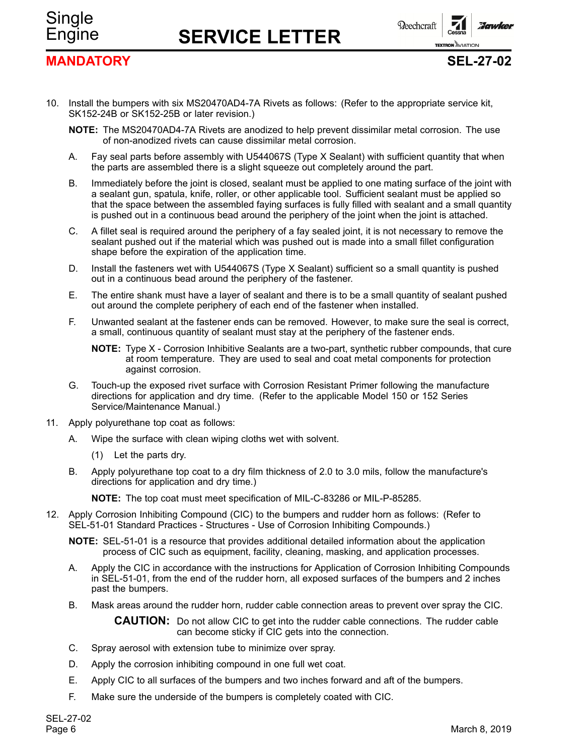**MANDATORY**

10. Install the bumpers with six MS20470AD4-7A Rivets as follows: (Refer to the appropriate service kit, SK152-24B or SK152-25B or later revision.)

    **NOTE:** The MS20470AD4-7A Rivets are anodized to help prevent dissimilar metal corrosion. The use of non-anodized rivets can cause dissimilar metal corrosion.

    A. Fay seal parts before assembly with U544067S (Type X Sealant) with sufficient quantity that when the parts are assembled there is a slight squeeze out completely around the part.

    B. Immediately before the joint is closed, sealant must be applied to one mating surface of the joint with a sealant gun, spatula, knife, roller, or other applicable tool. Sufficient sealant must be applied so that the space between the assembled faying surfaces is fully filled with sealant and a small quantity is pushed out in a continuous bead around the periphery of the joint when the joint is attached.

    C. A fillet seal is required around the periphery of a fay sealed joint, it is not necessary to remove the sealant pushed out if the material which was pushed out is made into a small fillet configuration shape before the expiration of the application time.

    D. Install the fasteners wet with U544067S (Type X Sealant) sufficient so a small quantity is pushed out in a continuous bead around the periphery of the fastener.

    E. The entire shank must have a layer of sealant and there is to be a small quantity of sealant pushed out around the complete periphery of each end of the fastener when installed.

    F. Unwanted sealant at the fastener ends can be removed. However, to make sure the seal is correct, a small, continuous quantity of sealant must stay at the periphery of the fastener ends.

       **NOTE:** Type X - Corrosion Inhibitive Sealants are a two-part, synthetic rubber compounds, that cure at room temperature. They are used to seal and coat metal components for protection against corrosion.

    G. Touch-up the exposed rivet surface with Corrosion Resistant Primer following the manufacture directions for application and dry time. (Refer to the applicable Model 150 or 152 Series Service/Maintenance Manual.)

11. Apply polyurethane top coat as follows:

    A. Wipe the surface with clean wiping cloths wet with solvent.

       (1) Let the parts dry.

    B. Apply polyurethane top coat to a dry film thickness of 2.0 to 3.0 mils, follow the manufacture's directions for application and dry time.)

       **NOTE:** The top coat must meet specification of MIL-C-83286 or MIL-P-85285.

12. Apply Corrosion Inhibiting Compound (CIC) to the bumpers and rudder horn as follows: (Refer to SEL-51-01 Standard Practices - Structures - Use of Corrosion Inhibiting Compounds.)

    **NOTE:** SEL-51-01 is a resource that provides additional detailed information about the application process of CIC such as equipment, facility, cleaning, masking, and application processes.

    A. Apply the CIC in accordance with the instructions for Application of Corrosion Inhibiting Compounds in SEL-51-01, from the end of the rudder horn, all exposed surfaces of the bumpers and 2 inches past the bumpers.

    B. Mask areas around the rudder horn, rudder cable connection areas to prevent over spray the CIC.

       **CAUTION:** Do not allow CIC to get into the rudder cable connections. The rudder cable can become sticky if CIC gets into the connection.

    C. Spray aerosol with extension tube to minimize over spray.

    D. Apply the corrosion inhibiting compound in one full wet coat.

    E. Apply CIC to all surfaces of the bumpers and two inches forward and aft of the bumpers.

    F. Make sure the underside of the bumpers is completely coated with CIC.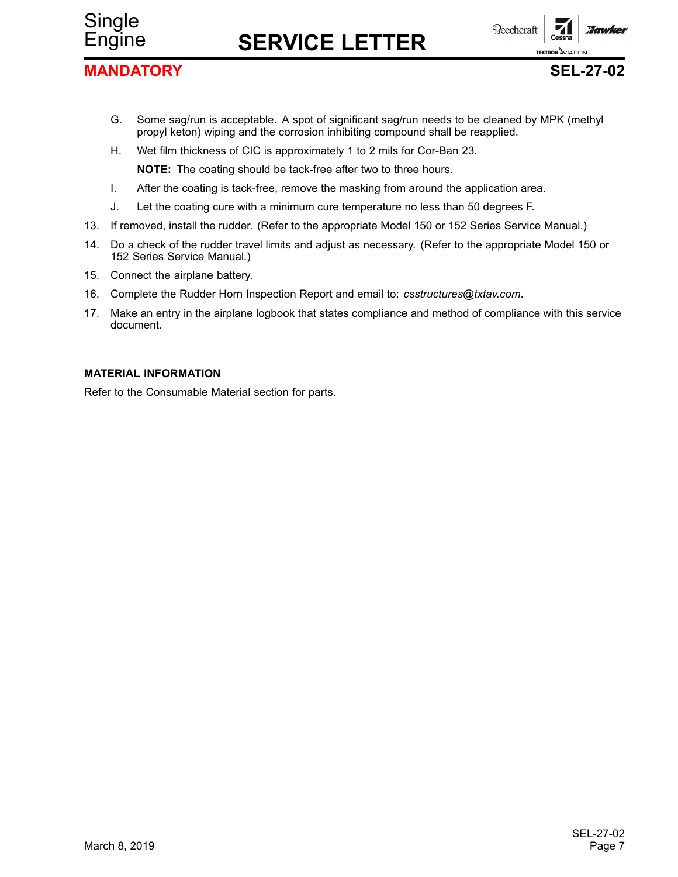G. Some sag/run is acceptable. A spot of significant sag/run needs to be cleaned by MPK (methyl propyl keton) wiping and the corrosion inhibiting compound shall be reapplied.

H. Wet film thickness of CIC is approximately 1 to 2 mils for Cor-Ban 23.

**NOTE:** The coating should be tack-free after two to three hours.

I. After the coating is tack-free, remove the masking from around the application area.

J. Let the coating cure with a minimum cure temperature no less than 50 degrees F.

13. If removed, install the rudder. (Refer to the appropriate Model 150 or 152 Series Service Manual.)

14. Do a check of the rudder travel limits and adjust as necessary. (Refer to the appropriate Model 150 or 152 Series Service Manual.)

15. Connect the airplane battery.

16. Complete the Rudder Horn Inspection Report and email to: *csstructures@txtav.com*.

17. Make an entry in the airplane logbook that states compliance and method of compliance with this service document.

**MATERIAL INFORMATION**

Refer to the Consumable Material section for parts.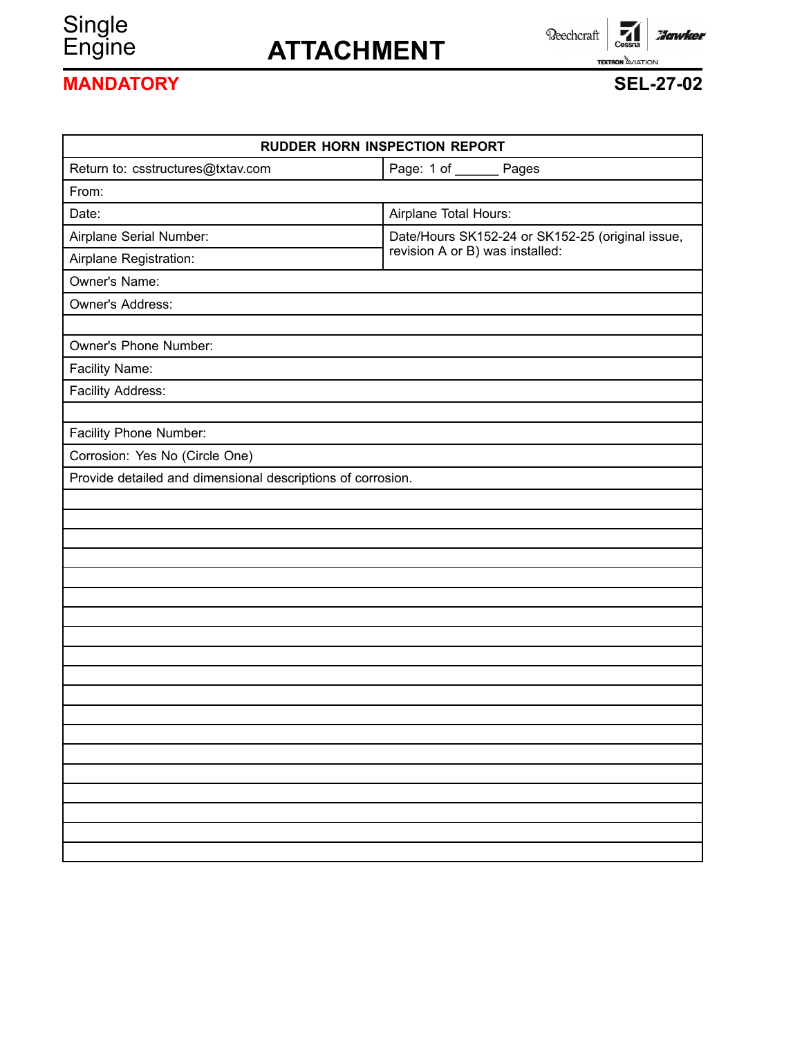Single Engine

# ATTACHMENT

**MANDATORY**

**SEL-27-02**

| RUDDER HORN INSPECTION REPORT | |
|---|---|
| Return to: csstructures@txtav.com | Page: 1 of ______ Pages |
| From: | |
| Date: | Airplane Total Hours: |
| Airplane Serial Number: | Date/Hours SK152-24 or SK152-25 (original issue, revision A or B) was installed: |
| Airplane Registration: | |
| Owner's Name: | |
| Owner's Address: | |
| | |
| Owner's Phone Number: | |
| Facility Name: | |
| Facility Address: | |
| | |
| Facility Phone Number: | |
| Corrosion: Yes No (Circle One) | |
| Provide detailed and dimensional descriptions of corrosion. | |
| | |
| | |
| | |
| | |
| | |
| | |
| | |
| | |
| | |
| | |
| | |
| | |
| | |
| | |
| | |
| | |
| | |
| | |
| | |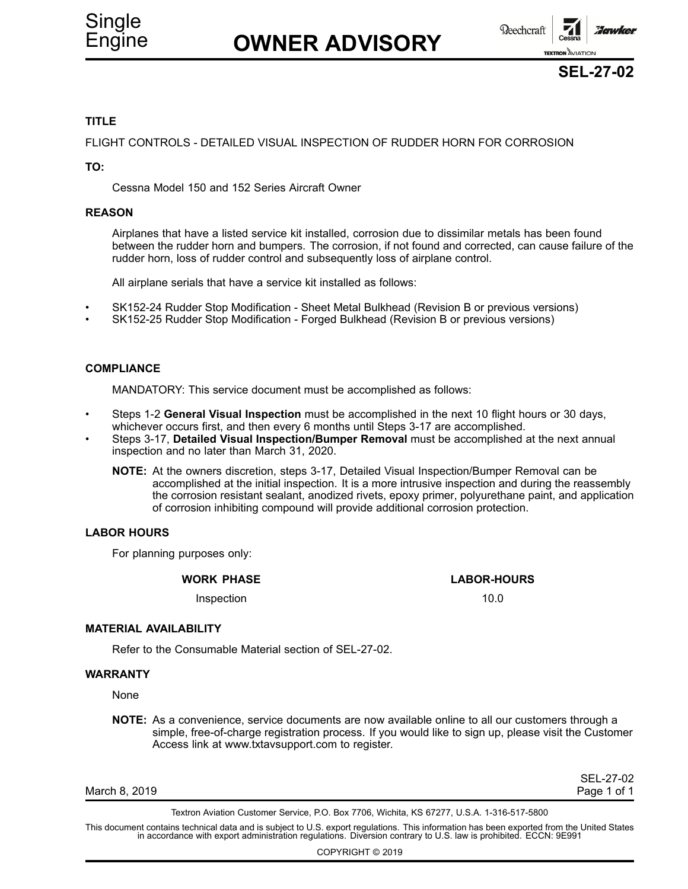Single Engine

# OWNER ADVISORY

## SEL-27-02

### TITLE

FLIGHT CONTROLS - DETAILED VISUAL INSPECTION OF RUDDER HORN FOR CORROSION

### TO:

Cessna Model 150 and 152 Series Aircraft Owner

### REASON

Airplanes that have a listed service kit installed, corrosion due to dissimilar metals has been found between the rudder horn and bumpers. The corrosion, if not found and corrected, can cause failure of the rudder horn, loss of rudder control and subsequently loss of airplane control.

All airplane serials that have a service kit installed as follows:

- SK152-24 Rudder Stop Modification - Sheet Metal Bulkhead (Revision B or previous versions)
- SK152-25 Rudder Stop Modification - Forged Bulkhead (Revision B or previous versions)

### COMPLIANCE

MANDATORY: This service document must be accomplished as follows:

- Steps 1-2 **General Visual Inspection** must be accomplished in the next 10 flight hours or 30 days, whichever occurs first, and then every 6 months until Steps 3-17 are accomplished.
- Steps 3-17, **Detailed Visual Inspection/Bumper Removal** must be accomplished at the next annual inspection and no later than March 31, 2020.

**NOTE:** At the owners discretion, steps 3-17, Detailed Visual Inspection/Bumper Removal can be accomplished at the initial inspection. It is a more intrusive inspection and during the reassembly the corrosion resistant sealant, anodized rivets, epoxy primer, polyurethane paint, and application of corrosion inhibiting compound will provide additional corrosion protection.

### LABOR HOURS

For planning purposes only:

| WORK PHASE | LABOR-HOURS |
|---|---|
| Inspection | 10.0 |

### MATERIAL AVAILABILITY

Refer to the Consumable Material section of SEL-27-02.

### WARRANTY

None

**NOTE:** As a convenience, service documents are now available online to all our customers through a simple, free-of-charge registration process. If you would like to sign up, please visit the Customer Access link at www.txtavsupport.com to register.

March 8, 2019

Textron Aviation Customer Service, P.O. Box 7706, Wichita, KS 67277, U.S.A. 1-316-517-5800

This document contains technical data and is subject to U.S. export regulations. This information has been exported from the United States in accordance with export administration regulations. Diversion contrary to U.S. law is prohibited. ECCN: 9E991

COPYRIGHT © 2019